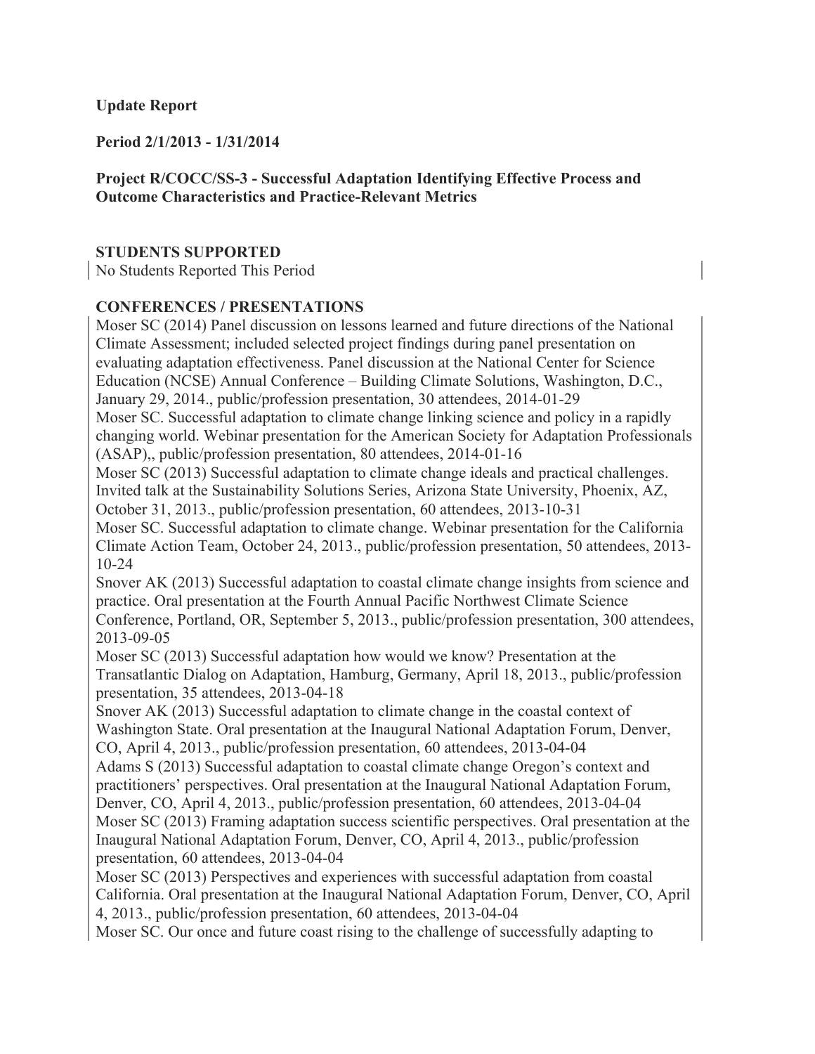**Update Report**

**Period 2/1/2013 - 1/31/2014**

**Project R/COCC/SS-3 - Successful Adaptation Identifying Effective Process and Outcome Characteristics and Practice-Relevant Metrics**

**STUDENTS SUPPORTED**

No Students Reported This Period

**CONFERENCES / PRESENTATIONS**

Moser SC (2014) Panel discussion on lessons learned and future directions of the National Climate Assessment; included selected project findings during panel presentation on evaluating adaptation effectiveness. Panel discussion at the National Center for Science Education (NCSE) Annual Conference – Building Climate Solutions, Washington, D.C., January 29, 2014., public/profession presentation, 30 attendees, 2014-01-29

Moser SC. Successful adaptation to climate change linking science and policy in a rapidly changing world. Webinar presentation for the American Society for Adaptation Professionals (ASAP),, public/profession presentation, 80 attendees, 2014-01-16

Moser SC (2013) Successful adaptation to climate change ideals and practical challenges. Invited talk at the Sustainability Solutions Series, Arizona State University, Phoenix, AZ, October 31, 2013., public/profession presentation, 60 attendees, 2013-10-31

Moser SC. Successful adaptation to climate change. Webinar presentation for the California Climate Action Team, October 24, 2013., public/profession presentation, 50 attendees, 2013-10-24

Snover AK (2013) Successful adaptation to coastal climate change insights from science and practice. Oral presentation at the Fourth Annual Pacific Northwest Climate Science Conference, Portland, OR, September 5, 2013., public/profession presentation, 300 attendees, 2013-09-05

Moser SC (2013) Successful adaptation how would we know? Presentation at the Transatlantic Dialog on Adaptation, Hamburg, Germany, April 18, 2013., public/profession presentation, 35 attendees, 2013-04-18

Snover AK (2013) Successful adaptation to climate change in the coastal context of Washington State. Oral presentation at the Inaugural National Adaptation Forum, Denver, CO, April 4, 2013., public/profession presentation, 60 attendees, 2013-04-04

Adams S (2013) Successful adaptation to coastal climate change Oregon's context and practitioners' perspectives. Oral presentation at the Inaugural National Adaptation Forum, Denver, CO, April 4, 2013., public/profession presentation, 60 attendees, 2013-04-04

Moser SC (2013) Framing adaptation success scientific perspectives. Oral presentation at the Inaugural National Adaptation Forum, Denver, CO, April 4, 2013., public/profession presentation, 60 attendees, 2013-04-04

Moser SC (2013) Perspectives and experiences with successful adaptation from coastal California. Oral presentation at the Inaugural National Adaptation Forum, Denver, CO, April 4, 2013., public/profession presentation, 60 attendees, 2013-04-04

Moser SC. Our once and future coast rising to the challenge of successfully adapting to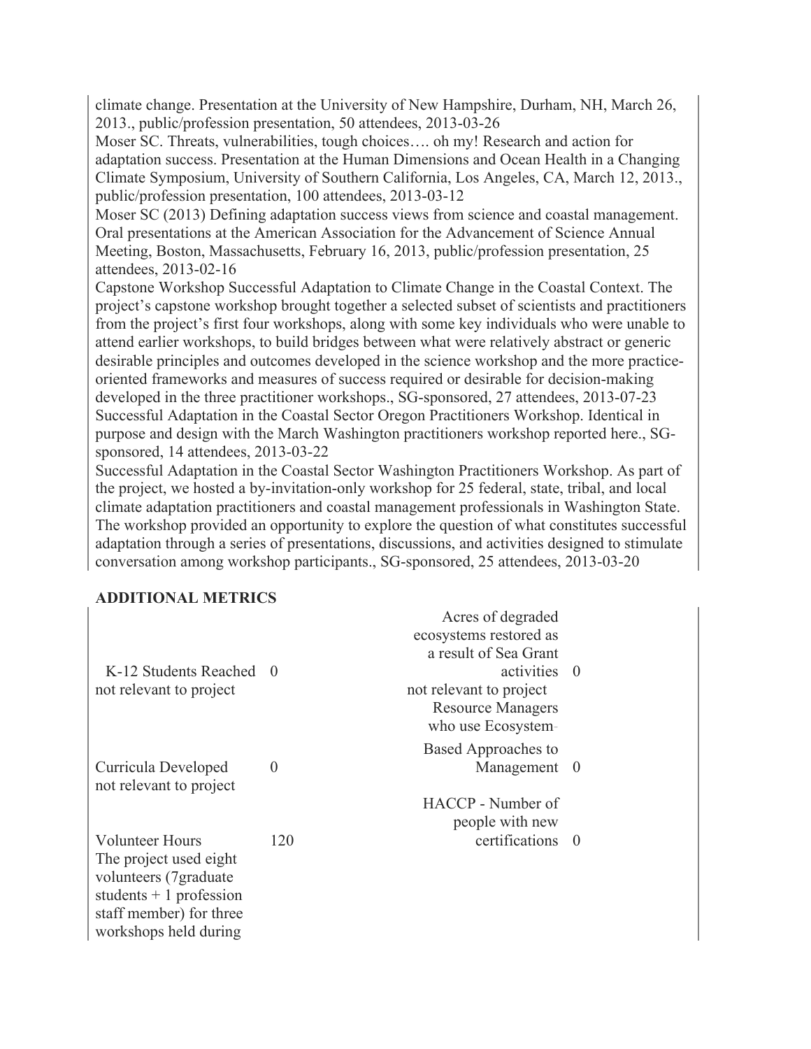climate change. Presentation at the University of New Hampshire, Durham, NH, March 26, 2013., public/profession presentation, 50 attendees, 2013-03-26

Moser SC. Threats, vulnerabilities, tough choices…. oh my! Research and action for adaptation success. Presentation at the Human Dimensions and Ocean Health in a Changing Climate Symposium, University of Southern California, Los Angeles, CA, March 12, 2013., public/profession presentation, 100 attendees, 2013-03-12

Moser SC (2013) Defining adaptation success views from science and coastal management. Oral presentations at the American Association for the Advancement of Science Annual Meeting, Boston, Massachusetts, February 16, 2013, public/profession presentation, 25 attendees, 2013-02-16

Capstone Workshop Successful Adaptation to Climate Change in the Coastal Context. The project's capstone workshop brought together a selected subset of scientists and practitioners from the project's first four workshops, along with some key individuals who were unable to attend earlier workshops, to build bridges between what were relatively abstract or generic desirable principles and outcomes developed in the science workshop and the more practice-oriented frameworks and measures of success required or desirable for decision-making developed in the three practitioner workshops., SG-sponsored, 27 attendees, 2013-07-23

Successful Adaptation in the Coastal Sector Oregon Practitioners Workshop. Identical in purpose and design with the March Washington practitioners workshop reported here., SG-sponsored, 14 attendees, 2013-03-22

Successful Adaptation in the Coastal Sector Washington Practitioners Workshop. As part of the project, we hosted a by-invitation-only workshop for 25 federal, state, tribal, and local climate adaptation practitioners and coastal management professionals in Washington State. The workshop provided an opportunity to explore the question of what constitutes successful adaptation through a series of presentations, discussions, and activities designed to stimulate conversation among workshop participants., SG-sponsored, 25 attendees, 2013-03-20

**ADDITIONAL METRICS**

| Metric | Value | Metric | Value |
|---|---|---|---|
| K-12 Students Reached<br>not relevant to project | 0 | Acres of degraded ecosystems restored as a result of Sea Grant activities<br>not relevant to project | 0 |
| Curricula Developed<br>not relevant to project | 0 | Resource Managers who use Ecosystem-Based Approaches to Management | 0 |
| Volunteer Hours<br>The project used eight volunteers (7graduate students + 1 profession staff member) for three workshops held during | 120 | HACCP - Number of people with new certifications | 0 |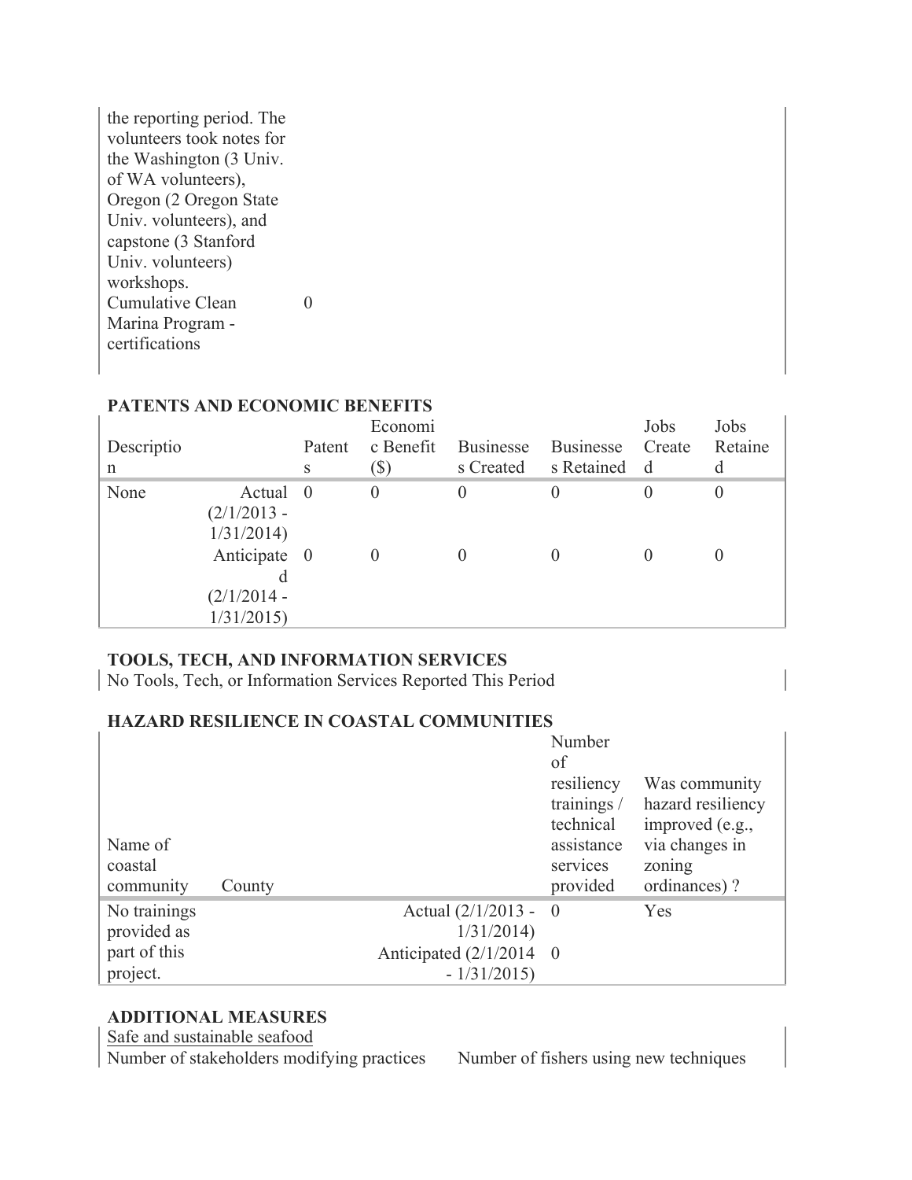| | |
|---|---|
| the reporting period. The volunteers took notes for the Washington (3 Univ. of WA volunteers), Oregon (2 Oregon State Univ. volunteers), and capstone (3 Stanford Univ. volunteers) workshops. | |
| Cumulative Clean Marina Program - certifications | 0 |

### PATENTS AND ECONOMIC BENEFITS

| Description | | Patents | Economic Benefit ($) | Businesses Created | Businesses Retained | Jobs Created | Jobs Retained |
|---|---|---|---|---|---|---|---|
| None | Actual (2/1/2013 - 1/31/2014) | 0 | 0 | 0 | 0 | 0 | 0 |
| | Anticipated (2/1/2014 - 1/31/2015) | 0 | 0 | 0 | 0 | 0 | 0 |

### TOOLS, TECH, AND INFORMATION SERVICES

No Tools, Tech, or Information Services Reported This Period

### HAZARD RESILIENCE IN COASTAL COMMUNITIES

| Name of coastal community | County | | Number of resiliency trainings / technical assistance services provided | Was community hazard resiliency improved (e.g., via changes in zoning ordinances) ? |
|---|---|---|---|---|
| No trainings provided as part of this project. | | Actual (2/1/2013 - 1/31/2014) | 0 | Yes |
| | | Anticipated (2/1/2014 - 1/31/2015) | 0 | |

### ADDITIONAL MEASURES

Safe and sustainable seafood

| Number of stakeholders modifying practices | Number of fishers using new techniques |
|---|---|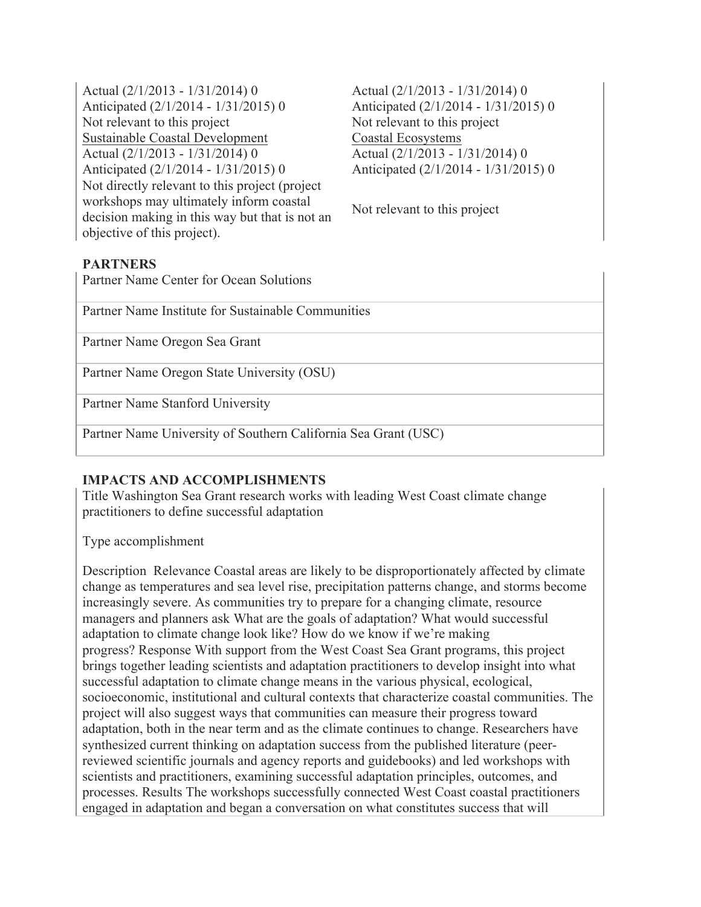Actual (2/1/2013 - 1/31/2014) 0
Anticipated (2/1/2014 - 1/31/2015) 0
Not relevant to this project

Sustainable Coastal Development
Actual (2/1/2013 - 1/31/2014) 0
Anticipated (2/1/2014 - 1/31/2015) 0
Not directly relevant to this project (project workshops may ultimately inform coastal decision making in this way but that is not an objective of this project).

Actual (2/1/2013 - 1/31/2014) 0
Anticipated (2/1/2014 - 1/31/2015) 0
Not relevant to this project

Coastal Ecosystems
Actual (2/1/2013 - 1/31/2014) 0
Anticipated (2/1/2014 - 1/31/2015) 0

Not relevant to this project

## PARTNERS

Partner Name Center for Ocean Solutions

Partner Name Institute for Sustainable Communities

Partner Name Oregon Sea Grant

Partner Name Oregon State University (OSU)

Partner Name Stanford University

Partner Name University of Southern California Sea Grant (USC)

## IMPACTS AND ACCOMPLISHMENTS

Title Washington Sea Grant research works with leading West Coast climate change practitioners to define successful adaptation

Type accomplishment

Description Relevance Coastal areas are likely to be disproportionately affected by climate change as temperatures and sea level rise, precipitation patterns change, and storms become increasingly severe. As communities try to prepare for a changing climate, resource managers and planners ask What are the goals of adaptation? What would successful adaptation to climate change look like? How do we know if we're making progress? Response With support from the West Coast Sea Grant programs, this project brings together leading scientists and adaptation practitioners to develop insight into what successful adaptation to climate change means in the various physical, ecological, socioeconomic, institutional and cultural contexts that characterize coastal communities. The project will also suggest ways that communities can measure their progress toward adaptation, both in the near term and as the climate continues to change. Researchers have synthesized current thinking on adaptation success from the published literature (peer-reviewed scientific journals and agency reports and guidebooks) and led workshops with scientists and practitioners, examining successful adaptation principles, outcomes, and processes. Results The workshops successfully connected West Coast coastal practitioners engaged in adaptation and began a conversation on what constitutes success that will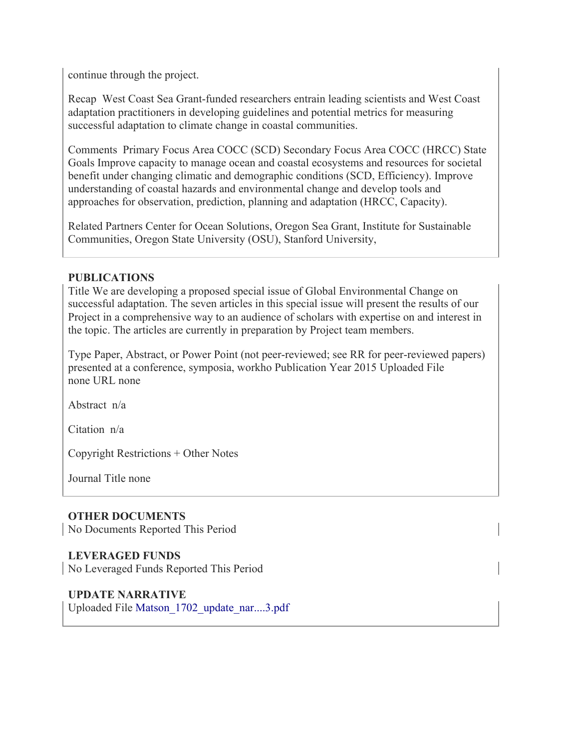continue through the project.

Recap  West Coast Sea Grant-funded researchers entrain leading scientists and West Coast adaptation practitioners in developing guidelines and potential metrics for measuring successful adaptation to climate change in coastal communities.

Comments  Primary Focus Area COCC (SCD) Secondary Focus Area COCC (HRCC) State Goals Improve capacity to manage ocean and coastal ecosystems and resources for societal benefit under changing climatic and demographic conditions (SCD, Efficiency). Improve understanding of coastal hazards and environmental change and develop tools and approaches for observation, prediction, planning and adaptation (HRCC, Capacity).

Related Partners Center for Ocean Solutions, Oregon Sea Grant, Institute for Sustainable Communities, Oregon State University (OSU), Stanford University,

**PUBLICATIONS**

Title We are developing a proposed special issue of Global Environmental Change on successful adaptation. The seven articles in this special issue will present the results of our Project in a comprehensive way to an audience of scholars with expertise on and interest in the topic. The articles are currently in preparation by Project team members.

Type Paper, Abstract, or Power Point (not peer-reviewed; see RR for peer-reviewed papers) presented at a conference, symposia, workho Publication Year 2015 Uploaded File none URL none

Abstract  n/a

Citation  n/a

Copyright Restrictions + Other Notes

Journal Title none

**OTHER DOCUMENTS**

No Documents Reported This Period

**LEVERAGED FUNDS**

No Leveraged Funds Reported This Period

**UPDATE NARRATIVE**

Uploaded File Matson_1702_update_nar....3.pdf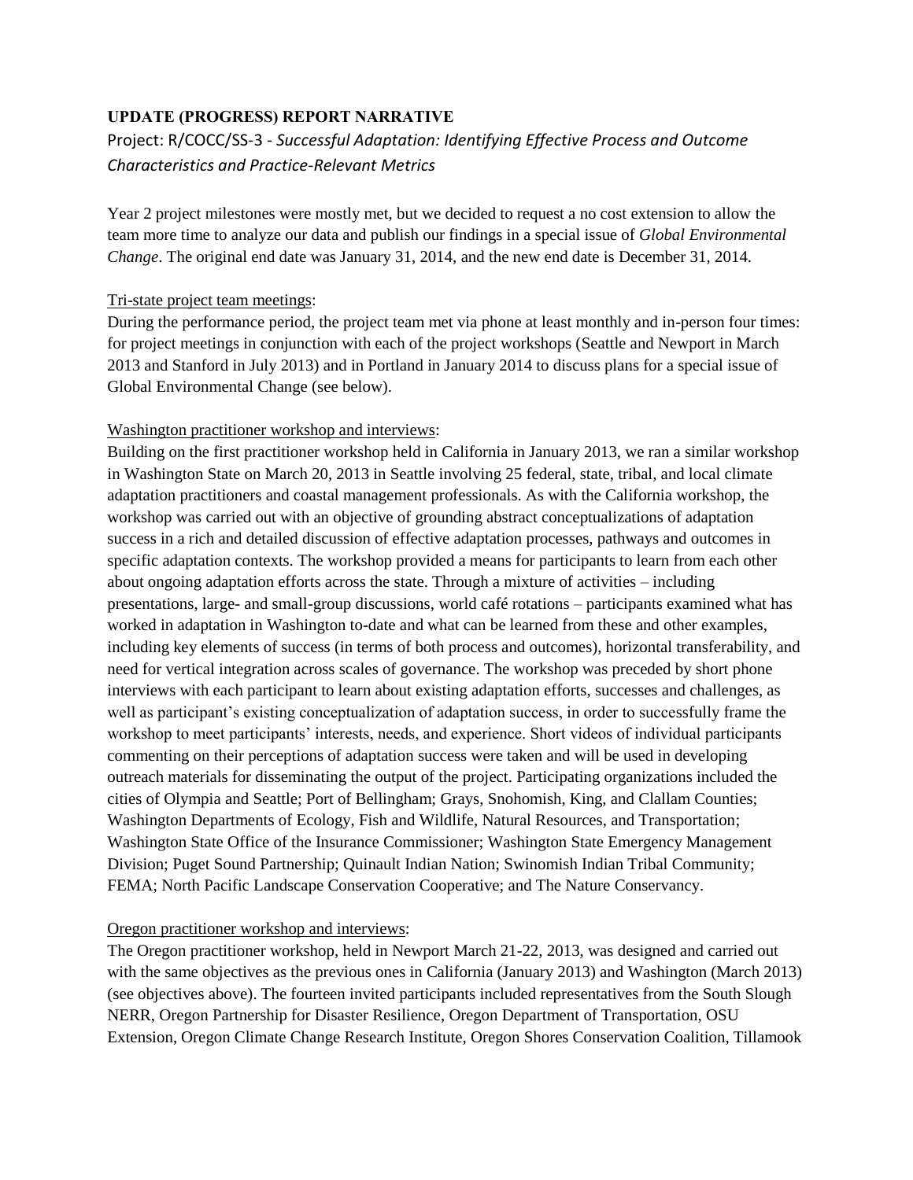**UPDATE (PROGRESS) REPORT NARRATIVE**

Project: R/COCC/SS-3 - *Successful Adaptation: Identifying Effective Process and Outcome Characteristics and Practice-Relevant Metrics*

Year 2 project milestones were mostly met, but we decided to request a no cost extension to allow the team more time to analyze our data and publish our findings in a special issue of *Global Environmental Change*. The original end date was January 31, 2014, and the new end date is December 31, 2014.

Tri-state project team meetings:

During the performance period, the project team met via phone at least monthly and in-person four times: for project meetings in conjunction with each of the project workshops (Seattle and Newport in March 2013 and Stanford in July 2013) and in Portland in January 2014 to discuss plans for a special issue of Global Environmental Change (see below).

Washington practitioner workshop and interviews:

Building on the first practitioner workshop held in California in January 2013, we ran a similar workshop in Washington State on March 20, 2013 in Seattle involving 25 federal, state, tribal, and local climate adaptation practitioners and coastal management professionals. As with the California workshop, the workshop was carried out with an objective of grounding abstract conceptualizations of adaptation success in a rich and detailed discussion of effective adaptation processes, pathways and outcomes in specific adaptation contexts. The workshop provided a means for participants to learn from each other about ongoing adaptation efforts across the state. Through a mixture of activities – including presentations, large- and small-group discussions, world café rotations – participants examined what has worked in adaptation in Washington to-date and what can be learned from these and other examples, including key elements of success (in terms of both process and outcomes), horizontal transferability, and need for vertical integration across scales of governance. The workshop was preceded by short phone interviews with each participant to learn about existing adaptation efforts, successes and challenges, as well as participant's existing conceptualization of adaptation success, in order to successfully frame the workshop to meet participants' interests, needs, and experience. Short videos of individual participants commenting on their perceptions of adaptation success were taken and will be used in developing outreach materials for disseminating the output of the project. Participating organizations included the cities of Olympia and Seattle; Port of Bellingham; Grays, Snohomish, King, and Clallam Counties; Washington Departments of Ecology, Fish and Wildlife, Natural Resources, and Transportation; Washington State Office of the Insurance Commissioner; Washington State Emergency Management Division; Puget Sound Partnership; Quinault Indian Nation; Swinomish Indian Tribal Community; FEMA; North Pacific Landscape Conservation Cooperative; and The Nature Conservancy.

Oregon practitioner workshop and interviews:

The Oregon practitioner workshop, held in Newport March 21-22, 2013, was designed and carried out with the same objectives as the previous ones in California (January 2013) and Washington (March 2013) (see objectives above). The fourteen invited participants included representatives from the South Slough NERR, Oregon Partnership for Disaster Resilience, Oregon Department of Transportation, OSU Extension, Oregon Climate Change Research Institute, Oregon Shores Conservation Coalition, Tillamook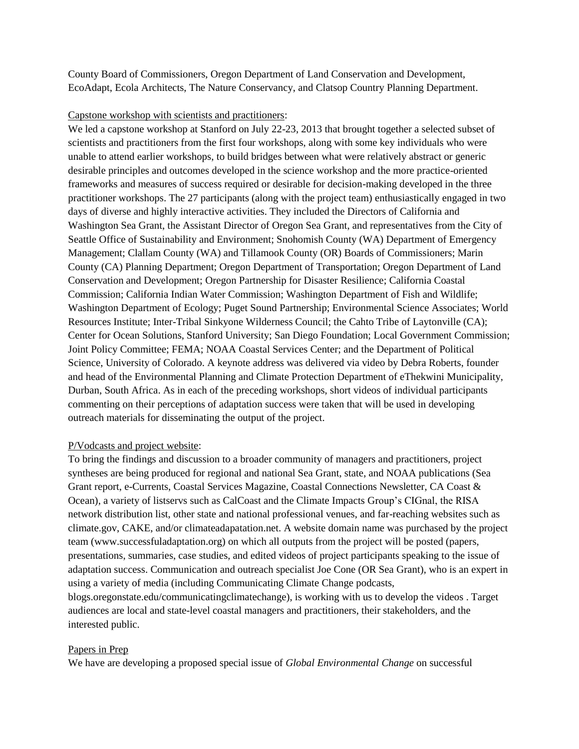County Board of Commissioners, Oregon Department of Land Conservation and Development, EcoAdapt, Ecola Architects, The Nature Conservancy, and Clatsop Country Planning Department.

Capstone workshop with scientists and practitioners:

We led a capstone workshop at Stanford on July 22-23, 2013 that brought together a selected subset of scientists and practitioners from the first four workshops, along with some key individuals who were unable to attend earlier workshops, to build bridges between what were relatively abstract or generic desirable principles and outcomes developed in the science workshop and the more practice-oriented frameworks and measures of success required or desirable for decision-making developed in the three practitioner workshops. The 27 participants (along with the project team) enthusiastically engaged in two days of diverse and highly interactive activities. They included the Directors of California and Washington Sea Grant, the Assistant Director of Oregon Sea Grant, and representatives from the City of Seattle Office of Sustainability and Environment; Snohomish County (WA) Department of Emergency Management; Clallam County (WA) and Tillamook County (OR) Boards of Commissioners; Marin County (CA) Planning Department; Oregon Department of Transportation; Oregon Department of Land Conservation and Development; Oregon Partnership for Disaster Resilience; California Coastal Commission; California Indian Water Commission; Washington Department of Fish and Wildlife; Washington Department of Ecology; Puget Sound Partnership; Environmental Science Associates; World Resources Institute; Inter-Tribal Sinkyone Wilderness Council; the Cahto Tribe of Laytonville (CA); Center for Ocean Solutions, Stanford University; San Diego Foundation; Local Government Commission; Joint Policy Committee; FEMA; NOAA Coastal Services Center; and the Department of Political Science, University of Colorado. A keynote address was delivered via video by Debra Roberts, founder and head of the Environmental Planning and Climate Protection Department of eThekwini Municipality, Durban, South Africa. As in each of the preceding workshops, short videos of individual participants commenting on their perceptions of adaptation success were taken that will be used in developing outreach materials for disseminating the output of the project.

P/Vodcasts and project website:

To bring the findings and discussion to a broader community of managers and practitioners, project syntheses are being produced for regional and national Sea Grant, state, and NOAA publications (Sea Grant report, e-Currents, Coastal Services Magazine, Coastal Connections Newsletter, CA Coast & Ocean), a variety of listservs such as CalCoast and the Climate Impacts Group's CIGnal, the RISA network distribution list, other state and national professional venues, and far-reaching websites such as climate.gov, CAKE, and/or climateadapatation.net. A website domain name was purchased by the project team (www.successfuladaptation.org) on which all outputs from the project will be posted (papers, presentations, summaries, case studies, and edited videos of project participants speaking to the issue of adaptation success. Communication and outreach specialist Joe Cone (OR Sea Grant), who is an expert in using a variety of media (including Communicating Climate Change podcasts, blogs.oregonstate.edu/communicatingclimatechange), is working with us to develop the videos . Target audiences are local and state-level coastal managers and practitioners, their stakeholders, and the interested public.

Papers in Prep

We have are developing a proposed special issue of *Global Environmental Change* on successful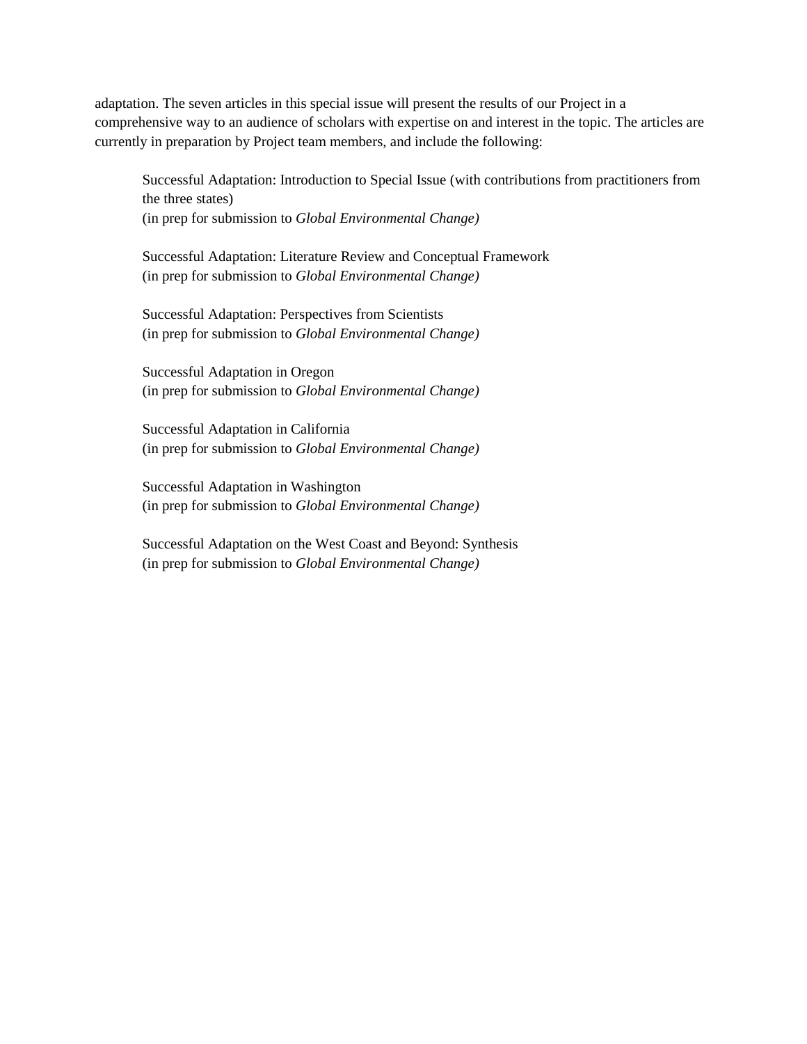adaptation. The seven articles in this special issue will present the results of our Project in a comprehensive way to an audience of scholars with expertise on and interest in the topic. The articles are currently in preparation by Project team members, and include the following:

> Successful Adaptation: Introduction to Special Issue (with contributions from practitioners from the three states)
> (in prep for submission to *Global Environmental Change)*
>
> Successful Adaptation: Literature Review and Conceptual Framework
> (in prep for submission to *Global Environmental Change)*
>
> Successful Adaptation: Perspectives from Scientists
> (in prep for submission to *Global Environmental Change)*
>
> Successful Adaptation in Oregon
> (in prep for submission to *Global Environmental Change)*
>
> Successful Adaptation in California
> (in prep for submission to *Global Environmental Change)*
>
> Successful Adaptation in Washington
> (in prep for submission to *Global Environmental Change)*
>
> Successful Adaptation on the West Coast and Beyond: Synthesis
> (in prep for submission to *Global Environmental Change)*